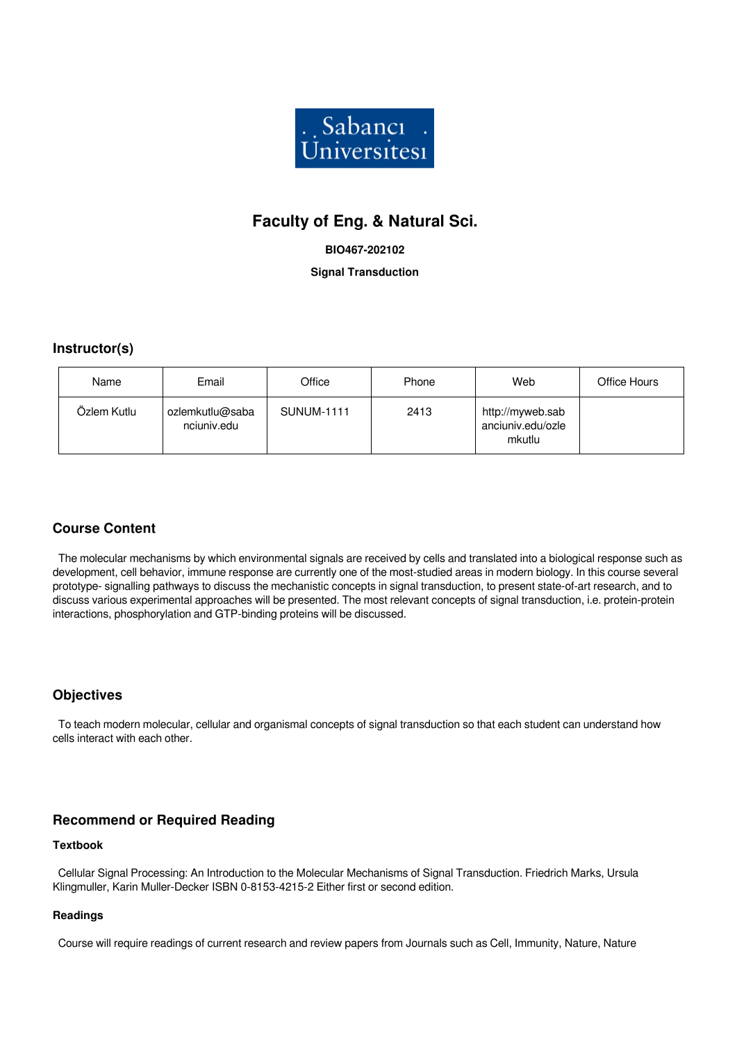# Faculty of Eng. & Natural Sci.

**BIO467-202102**

**Signal Transduction**

## Instructor(s)

| Name | Email | Office | Phone | Web | Office Hours |
| --- | --- | --- | --- | --- | --- |
| Özlem Kutlu | ozlemkutlu@sabanciuniv.edu | SUNUM-1111 | 2413 | http://myweb.sabanciuniv.edu/ozlemkutlu | |

## Course Content

The molecular mechanisms by which environmental signals are received by cells and translated into a biological response such as development, cell behavior, immune response are currently one of the most-studied areas in modern biology. In this course several prototype- signalling pathways to discuss the mechanistic concepts in signal transduction, to present state-of-art research, and to discuss various experimental approaches will be presented. The most relevant concepts of signal transduction, i.e. protein-protein interactions, phosphorylation and GTP-binding proteins will be discussed.

## Objectives

To teach modern molecular, cellular and organismal concepts of signal transduction so that each student can understand how cells interact with each other.

## Recommend or Required Reading

### Textbook

Cellular Signal Processing: An Introduction to the Molecular Mechanisms of Signal Transduction. Friedrich Marks, Ursula Klingmuller, Karin Muller-Decker ISBN 0-8153-4215-2 Either first or second edition.

### Readings

Course will require readings of current research and review papers from Journals such as Cell, Immunity, Nature, Nature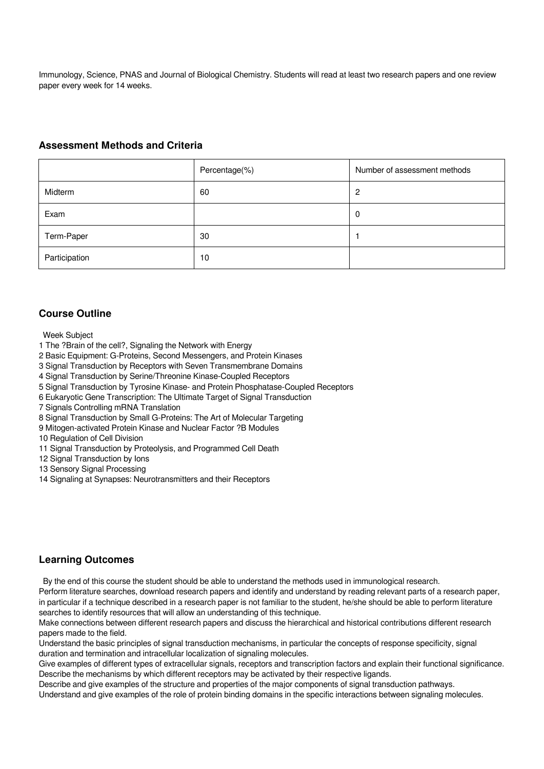Immunology, Science, PNAS and Journal of Biological Chemistry. Students will read at least two research papers and one review paper every week for 14 weeks.

## Assessment Methods and Criteria

| | Percentage(%) | Number of assessment methods |
|---|---|---|
| Midterm | 60 | 2 |
| Exam | | 0 |
| Term-Paper | 30 | 1 |
| Participation | 10 | |

## Course Outline

Week Subject

1 The ?Brain of the cell?, Signaling the Network with Energy
2 Basic Equipment: G-Proteins, Second Messengers, and Protein Kinases
3 Signal Transduction by Receptors with Seven Transmembrane Domains
4 Signal Transduction by Serine/Threonine Kinase-Coupled Receptors
5 Signal Transduction by Tyrosine Kinase- and Protein Phosphatase-Coupled Receptors
6 Eukaryotic Gene Transcription: The Ultimate Target of Signal Transduction
7 Signals Controlling mRNA Translation
8 Signal Transduction by Small G-Proteins: The Art of Molecular Targeting
9 Mitogen-activated Protein Kinase and Nuclear Factor ?B Modules
10 Regulation of Cell Division
11 Signal Transduction by Proteolysis, and Programmed Cell Death
12 Signal Transduction by Ions
13 Sensory Signal Processing
14 Signaling at Synapses: Neurotransmitters and their Receptors

## Learning Outcomes

By the end of this course the student should be able to understand the methods used in immunological research.
Perform literature searches, download research papers and identify and understand by reading relevant parts of a research paper, in particular if a technique described in a research paper is not familiar to the student, he/she should be able to perform literature searches to identify resources that will allow an understanding of this technique.
Make connections between different research papers and discuss the hierarchical and historical contributions different research papers made to the field.
Understand the basic principles of signal transduction mechanisms, in particular the concepts of response specificity, signal duration and termination and intracellular localization of signaling molecules.
Give examples of different types of extracellular signals, receptors and transcription factors and explain their functional significance.
Describe the mechanisms by which different receptors may be activated by their respective ligands.
Describe and give examples of the structure and properties of the major components of signal transduction pathways.
Understand and give examples of the role of protein binding domains in the specific interactions between signaling molecules.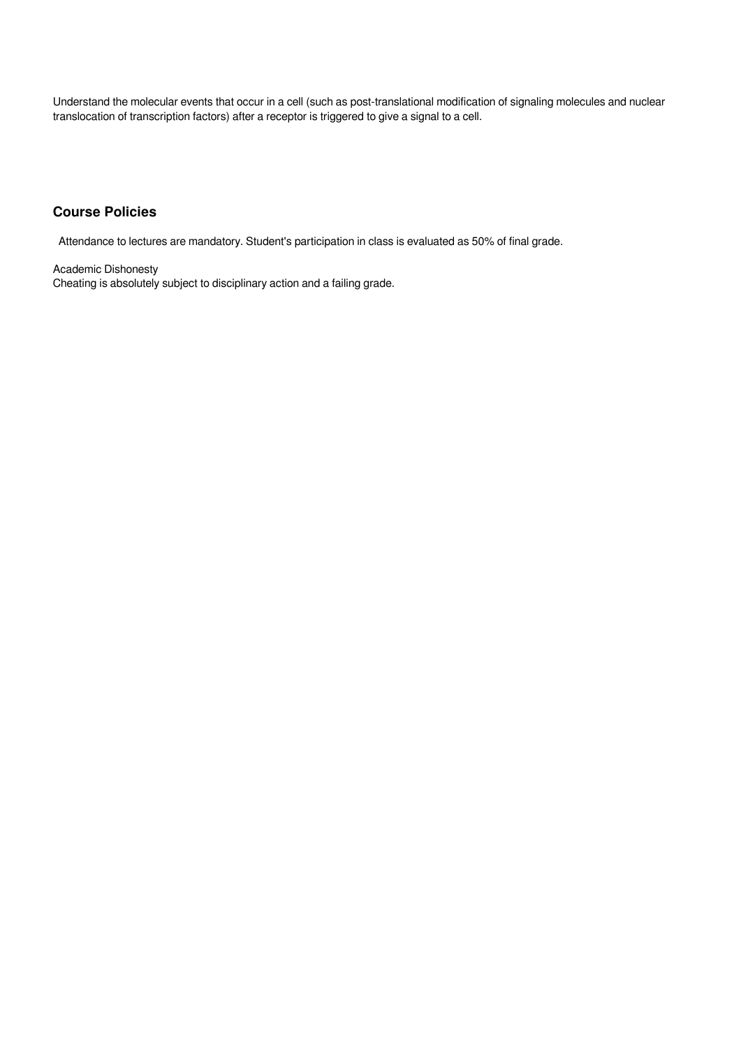Understand the molecular events that occur in a cell (such as post-translational modification of signaling molecules and nuclear translocation of transcription factors) after a receptor is triggered to give a signal to a cell.

### Course Policies

Attendance to lectures are mandatory. Student's participation in class is evaluated as 50% of final grade.

Academic Dishonesty
Cheating is absolutely subject to disciplinary action and a failing grade.